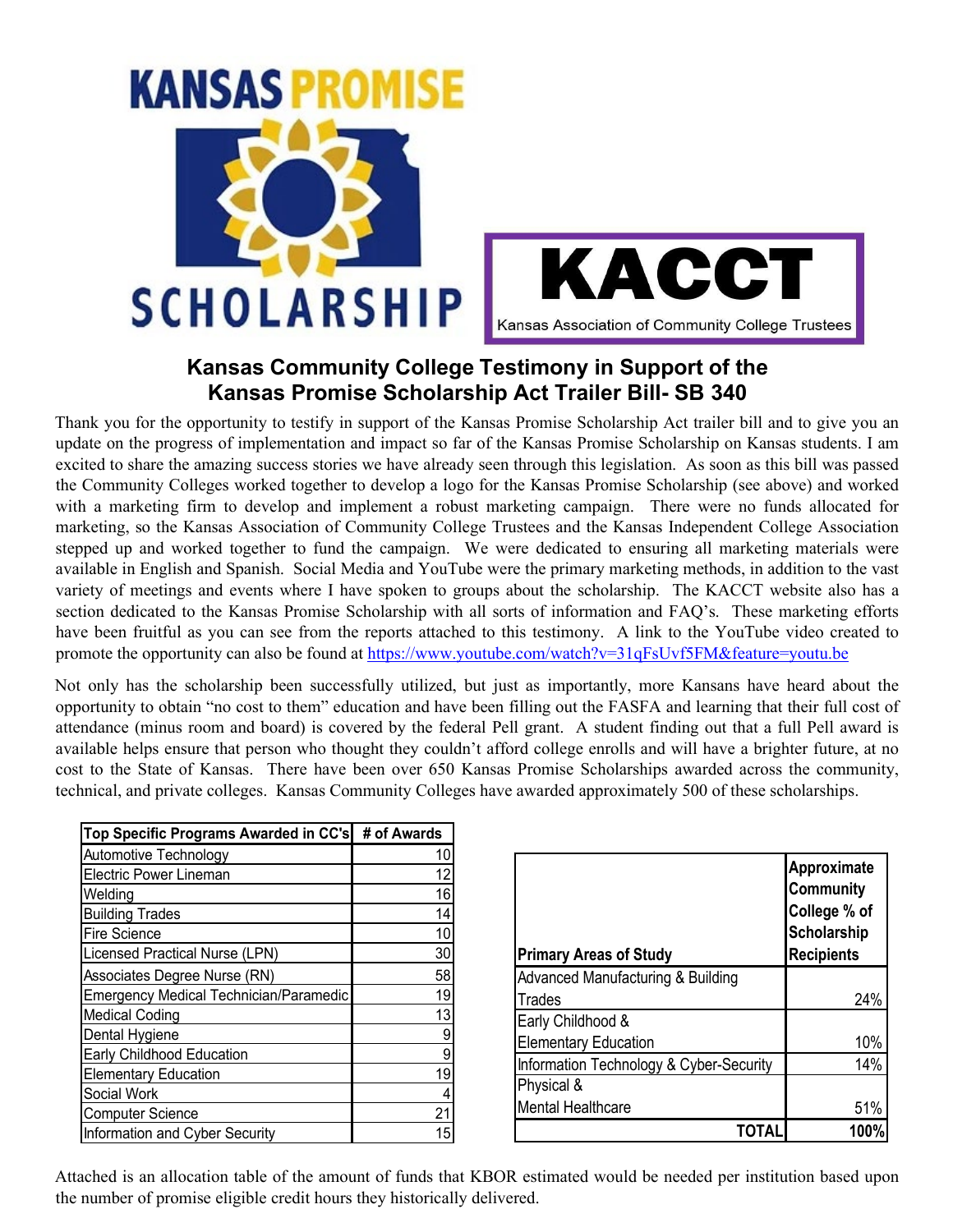KANSAS PROMISE SCHOLARSHIP

**KACCT**
Kansas Association of Community College Trustees

## Kansas Community College Testimony in Support of the Kansas Promise Scholarship Act Trailer Bill- SB 340

Thank you for the opportunity to testify in support of the Kansas Promise Scholarship Act trailer bill and to give you an update on the progress of implementation and impact so far of the Kansas Promise Scholarship on Kansas students. I am excited to share the amazing success stories we have already seen through this legislation. As soon as this bill was passed the Community Colleges worked together to develop a logo for the Kansas Promise Scholarship (see above) and worked with a marketing firm to develop and implement a robust marketing campaign. There were no funds allocated for marketing, so the Kansas Association of Community College Trustees and the Kansas Independent College Association stepped up and worked together to fund the campaign. We were dedicated to ensuring all marketing materials were available in English and Spanish. Social Media and YouTube were the primary marketing methods, in addition to the vast variety of meetings and events where I have spoken to groups about the scholarship. The KACCT website also has a section dedicated to the Kansas Promise Scholarship with all sorts of information and FAQ's. These marketing efforts have been fruitful as you can see from the reports attached to this testimony. A link to the YouTube video created to promote the opportunity can also be found at https://www.youtube.com/watch?v=31qFsUvf5FM&feature=youtu.be

Not only has the scholarship been successfully utilized, but just as importantly, more Kansans have heard about the opportunity to obtain "no cost to them" education and have been filling out the FASFA and learning that their full cost of attendance (minus room and board) is covered by the federal Pell grant. A student finding out that a full Pell award is available helps ensure that person who thought they couldn't afford college enrolls and will have a brighter future, at no cost to the State of Kansas. There have been over 650 Kansas Promise Scholarships awarded across the community, technical, and private colleges. Kansas Community Colleges have awarded approximately 500 of these scholarships.

| Top Specific Programs Awarded in CC's | # of Awards |
|---|---|
| Automotive Technology | 10 |
| Electric Power Lineman | 12 |
| Welding | 16 |
| Building Trades | 14 |
| Fire Science | 10 |
| Licensed Practical Nurse (LPN) | 30 |
| Associates Degree Nurse (RN) | 58 |
| Emergency Medical Technician/Paramedic | 19 |
| Medical Coding | 13 |
| Dental Hygiene | 9 |
| Early Childhood Education | 9 |
| Elementary Education | 19 |
| Social Work | 4 |
| Computer Science | 21 |
| Information and Cyber Security | 15 |

| Primary Areas of Study | Approximate Community College % of Scholarship Recipients |
|---|---|
| Advanced Manufacturing & Building Trades | 24% |
| Early Childhood & Elementary Education | 10% |
| Information Technology & Cyber-Security | 14% |
| Physical & Mental Healthcare | 51% |
| **TOTAL** | **100%** |

Attached is an allocation table of the amount of funds that KBOR estimated would be needed per institution based upon the number of promise eligible credit hours they historically delivered.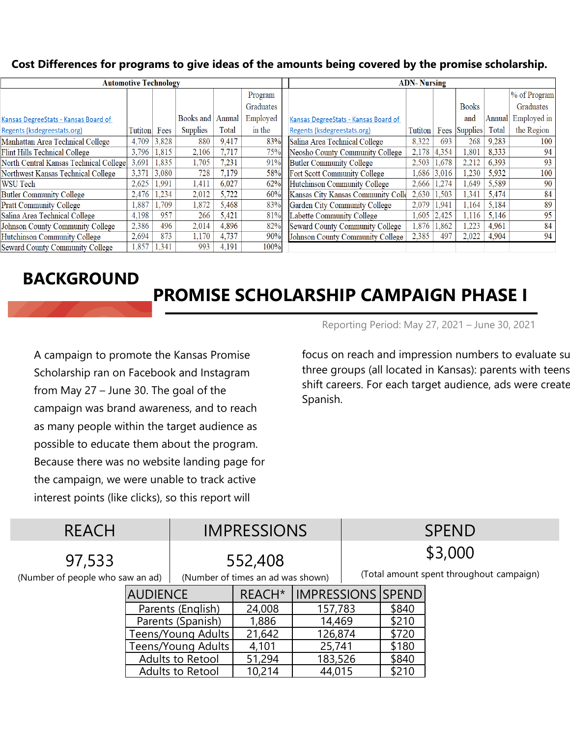**Cost Differences for programs to give ideas of the amounts being covered by the promise scholarship.**

| Automotive Technology | | | | | |
|---|---|---|---|---|---|
| Kansas DegreeStats - Kansas Board of Regents (ksdegreestats.org) | Tuiton | Fees | Books and Supplies | Annual Total | Program Graduates Employed in the |
| Manhattan Area Technical College | 4,709 | 3,828 | 880 | 9,417 | 83% |
| Flint Hills Technical College | 3,796 | 1,815 | 2,106 | 7,717 | 75% |
| North Central Kansas Technical College | 3,691 | 1,835 | 1,705 | 7,231 | 91% |
| Northwest Kansas Technical College | 3,371 | 3,080 | 728 | 7,179 | 58% |
| WSU Tech | 2,625 | 1,991 | 1,411 | 6,027 | 62% |
| Butler Community College | 2,476 | 1,234 | 2,012 | 5,722 | 60% |
| Pratt Community College | 1,887 | 1,709 | 1,872 | 5,468 | 83% |
| Salina Area Technical College | 4,198 | 957 | 266 | 5,421 | 81% |
| Johnson County Community College | 2,386 | 496 | 2,014 | 4,896 | 82% |
| Hutchinson Community College | 2,694 | 873 | 1,170 | 4,737 | 90% |
| Seward County Community College | 1,857 | 1,341 | 993 | 4,191 | 100% |

| ADN- Nursing | | | | | |
|---|---|---|---|---|---|
| Kansas DegreeStats - Kansas Board of Regents (ksdegreestats.org) | Tuiton | Fees | Books and Supplies | Annual Total | % of Program Graduates Employed in the Region |
| Salina Area Technical College | 8,322 | 693 | 268 | 9,283 | 100 |
| Neosho County Community College | 2,178 | 4,354 | 1,801 | 8,333 | 94 |
| Butler Community College | 2,503 | 1,678 | 2,212 | 6,393 | 93 |
| Fort Scott Community College | 1,686 | 3,016 | 1,230 | 5,932 | 100 |
| Hutchinson Community College | 2,666 | 1,274 | 1,649 | 5,589 | 90 |
| Kansas City Kansas Community Colle | 2,630 | 1,503 | 1,341 | 5,474 | 84 |
| Garden City Community College | 2,079 | 1,941 | 1,164 | 5,184 | 89 |
| Labette Community College | 1,605 | 2,425 | 1,116 | 5,146 | 95 |
| Seward County Community College | 1,876 | 1,862 | 1,223 | 4,961 | 84 |
| Johnson County Community College | 2,385 | 497 | 2,022 | 4,904 | 94 |

## BACKGROUND

## PROMISE SCHOLARSHIP CAMPAIGN PHASE I

Reporting Period: May 27, 2021 – June 30, 2021

A campaign to promote the Kansas Promise Scholarship ran on Facebook and Instagram from May 27 – June 30. The goal of the campaign was brand awareness, and to reach as many people within the target audience as possible to educate them about the program. Because there was no website landing page for the campaign, we were unable to track active interest points (like clicks), so this report will focus on reach and impression numbers to evaluate su three groups (all located in Kansas): parents with teens shift careers. For each target audience, ads were create Spanish.

| REACH | IMPRESSIONS | SPEND |
|---|---|---|
| 97,533 (Number of people who saw an ad) | 552,408 (Number of times an ad was shown) | $3,000 (Total amount spent throughout campaign) |

| AUDIENCE | REACH* | IMPRESSIONS | SPEND |
|---|---|---|---|
| Parents (English) | 24,008 | 157,783 | $840 |
| Parents (Spanish) | 1,886 | 14,469 | $210 |
| Teens/Young Adults | 21,642 | 126,874 | $720 |
| Teens/Young Adults | 4,101 | 25,741 | $180 |
| Adults to Retool | 51,294 | 183,526 | $840 |
| Adults to Retool | 10,214 | 44,015 | $210 |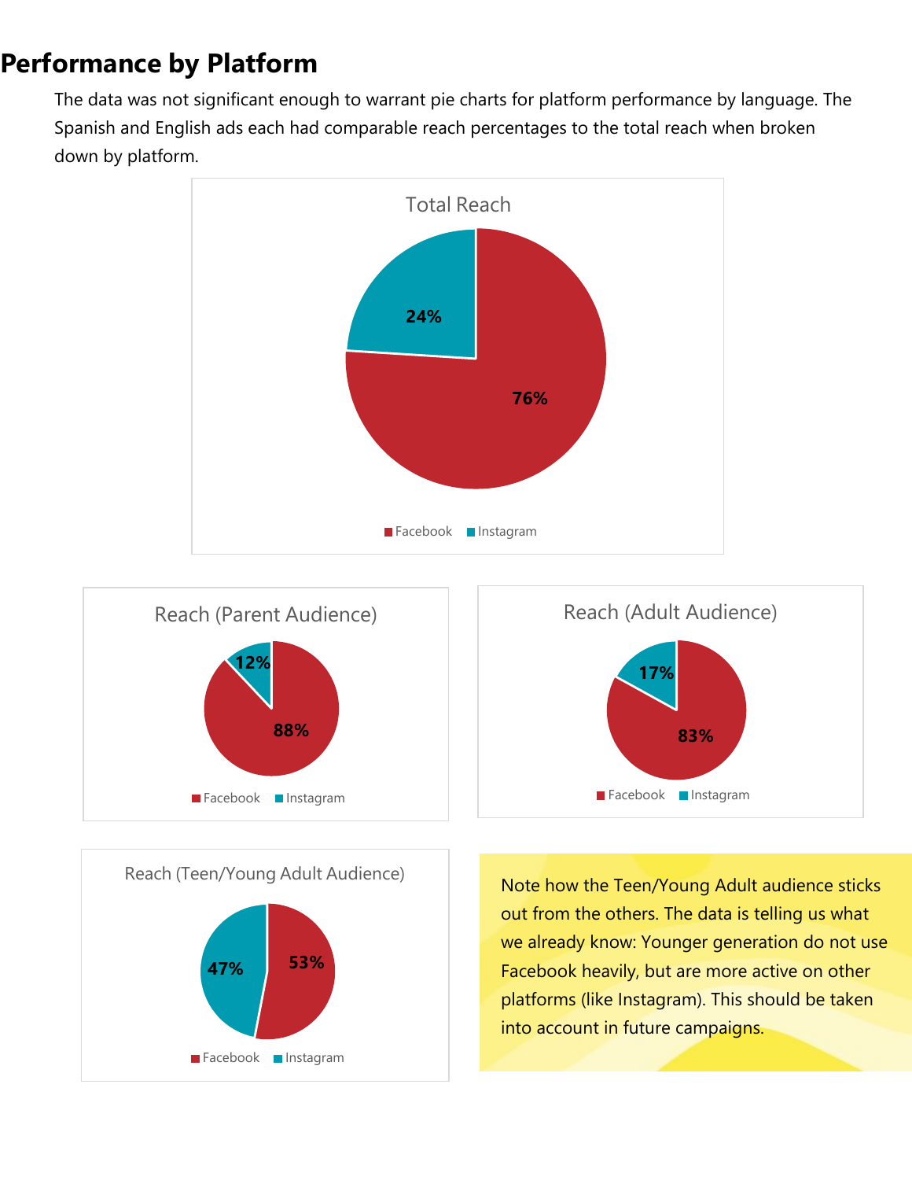# Performance by Platform

The data was not significant enough to warrant pie charts for platform performance by language. The Spanish and English ads each had comparable reach percentages to the total reach when broken down by platform.

**Total Reach**

| Platform | Reach |
|---|---|
| Facebook | 76% |
| Instagram | 24% |

**Reach (Parent Audience)**

| Platform | Reach |
|---|---|
| Facebook | 88% |
| Instagram | 12% |

**Reach (Adult Audience)**

| Platform | Reach |
|---|---|
| Facebook | 83% |
| Instagram | 17% |

**Reach (Teen/Young Adult Audience)**

| Platform | Reach |
|---|---|
| Facebook | 53% |
| Instagram | 47% |

Note how the Teen/Young Adult audience sticks out from the others. The data is telling us what we already know: Younger generation do not use Facebook heavily, but are more active on other platforms (like Instagram). This should be taken into account in future campaigns.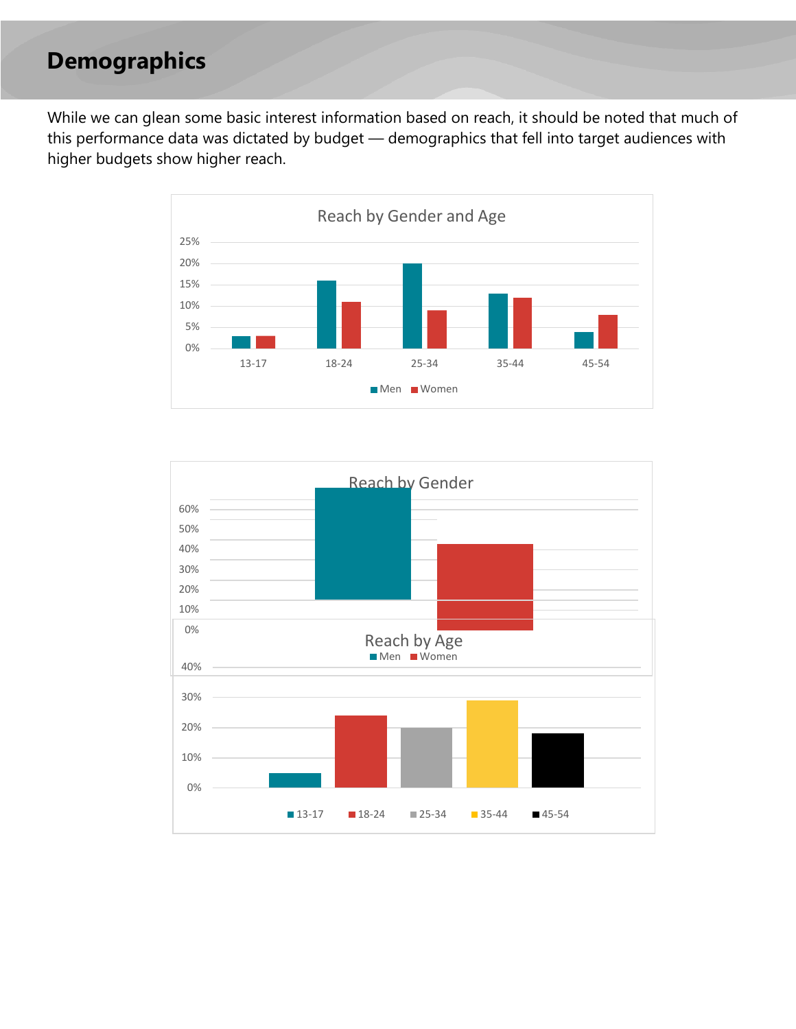# Demographics

While we can glean some basic interest information based on reach, it should be noted that much of this performance data was dictated by budget — demographics that fell into target audiences with higher budgets show higher reach.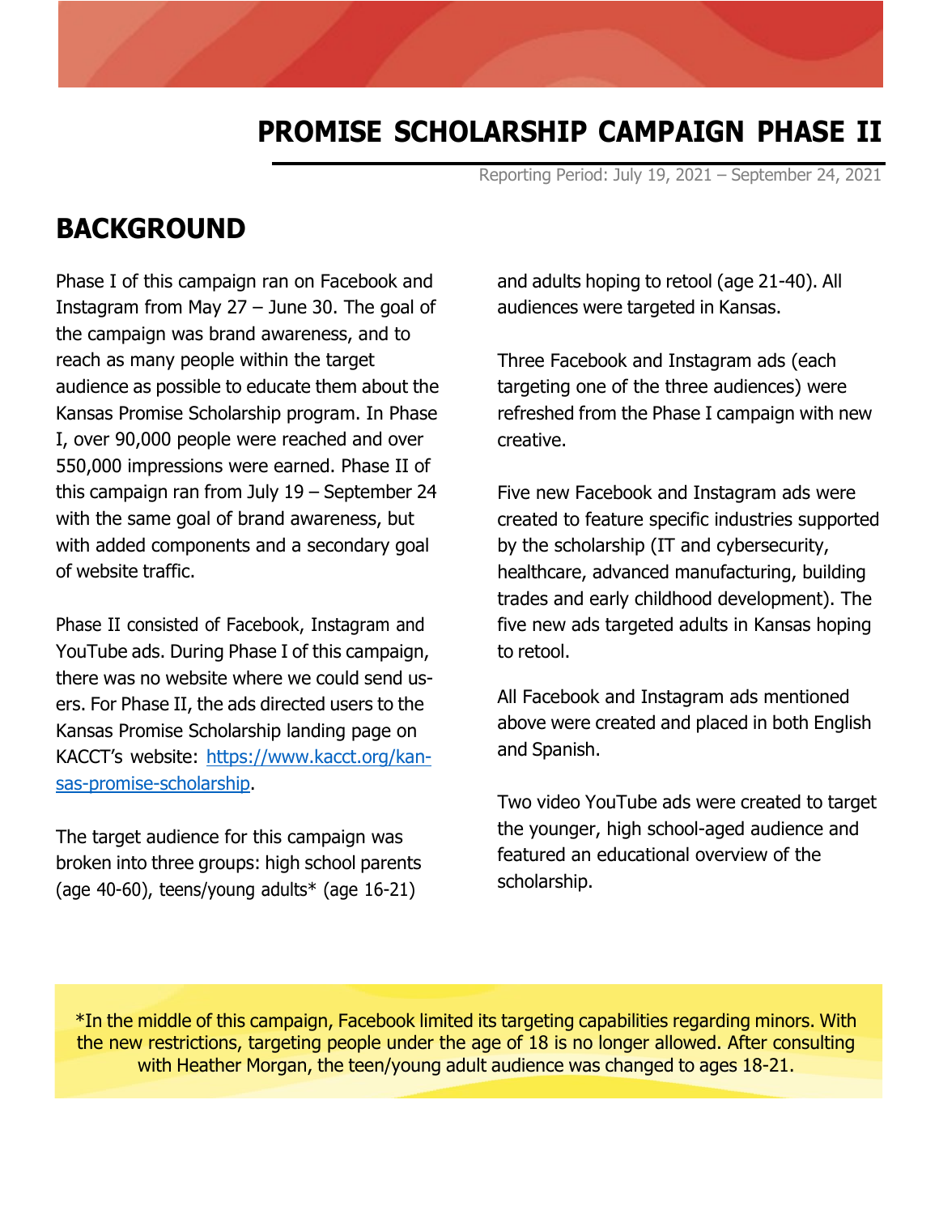# PROMISE SCHOLARSHIP CAMPAIGN PHASE II

Reporting Period: July 19, 2021 – September 24, 2021

## BACKGROUND

Phase I of this campaign ran on Facebook and Instagram from May 27 – June 30. The goal of the campaign was brand awareness, and to reach as many people within the target audience as possible to educate them about the Kansas Promise Scholarship program. In Phase I, over 90,000 people were reached and over 550,000 impressions were earned. Phase II of this campaign ran from July 19 – September 24 with the same goal of brand awareness, but with added components and a secondary goal of website traffic.

Phase II consisted of Facebook, Instagram and YouTube ads. During Phase I of this campaign, there was no website where we could send users. For Phase II, the ads directed users to the Kansas Promise Scholarship landing page on KACCT's website: [https://www.kacct.org/kansas-promise-scholarship](https://www.kacct.org/kansas-promise-scholarship).

The target audience for this campaign was broken into three groups: high school parents (age 40-60), teens/young adults* (age 16-21) and adults hoping to retool (age 21-40). All audiences were targeted in Kansas.

Three Facebook and Instagram ads (each targeting one of the three audiences) were refreshed from the Phase I campaign with new creative.

Five new Facebook and Instagram ads were created to feature specific industries supported by the scholarship (IT and cybersecurity, healthcare, advanced manufacturing, building trades and early childhood development). The five new ads targeted adults in Kansas hoping to retool.

All Facebook and Instagram ads mentioned above were created and placed in both English and Spanish.

Two video YouTube ads were created to target the younger, high school-aged audience and featured an educational overview of the scholarship.

*In the middle of this campaign, Facebook limited its targeting capabilities regarding minors. With the new restrictions, targeting people under the age of 18 is no longer allowed. After consulting with Heather Morgan, the teen/young adult audience was changed to ages 18-21.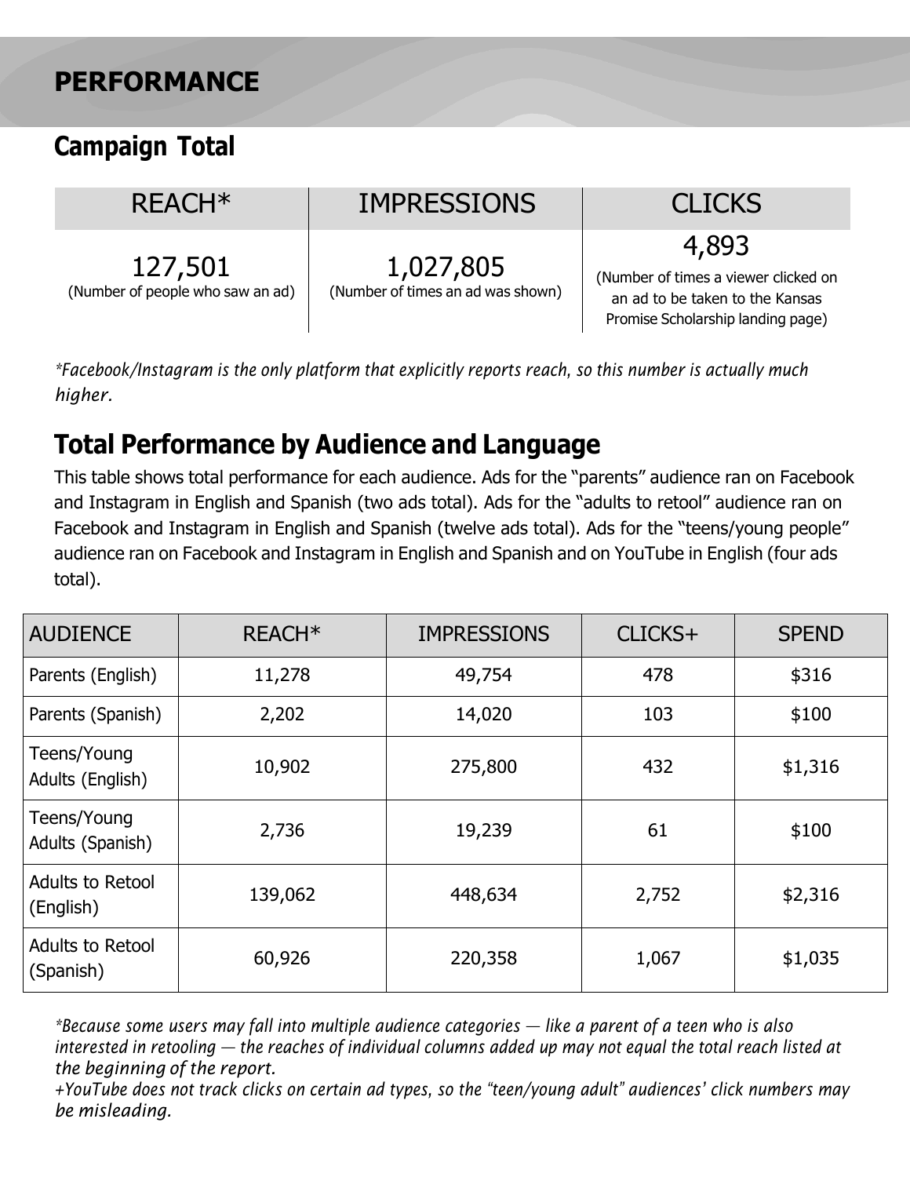# PERFORMANCE

## Campaign Total

| REACH* | IMPRESSIONS | CLICKS |
|---|---|---|
| 127,501 (Number of people who saw an ad) | 1,027,805 (Number of times an ad was shown) | 4,893 (Number of times a viewer clicked on an ad to be taken to the Kansas Promise Scholarship landing page) |

*\*Facebook/Instagram is the only platform that explicitly reports reach, so this number is actually much higher.*

## Total Performance by Audience and Language

This table shows total performance for each audience. Ads for the "parents" audience ran on Facebook and Instagram in English and Spanish (two ads total). Ads for the "adults to retool" audience ran on Facebook and Instagram in English and Spanish (twelve ads total). Ads for the "teens/young people" audience ran on Facebook and Instagram in English and Spanish and on YouTube in English (four ads total).

| AUDIENCE | REACH* | IMPRESSIONS | CLICKS+ | SPEND |
|---|---|---|---|---|
| Parents (English) | 11,278 | 49,754 | 478 | $316 |
| Parents (Spanish) | 2,202 | 14,020 | 103 | $100 |
| Teens/Young Adults (English) | 10,902 | 275,800 | 432 | $1,316 |
| Teens/Young Adults (Spanish) | 2,736 | 19,239 | 61 | $100 |
| Adults to Retool (English) | 139,062 | 448,634 | 2,752 | $2,316 |
| Adults to Retool (Spanish) | 60,926 | 220,358 | 1,067 | $1,035 |

*\*Because some users may fall into multiple audience categories — like a parent of a teen who is also interested in retooling — the reaches of individual columns added up may not equal the total reach listed at the beginning of the report.*

*+YouTube does not track clicks on certain ad types, so the "teen/young adult" audiences' click numbers may be misleading.*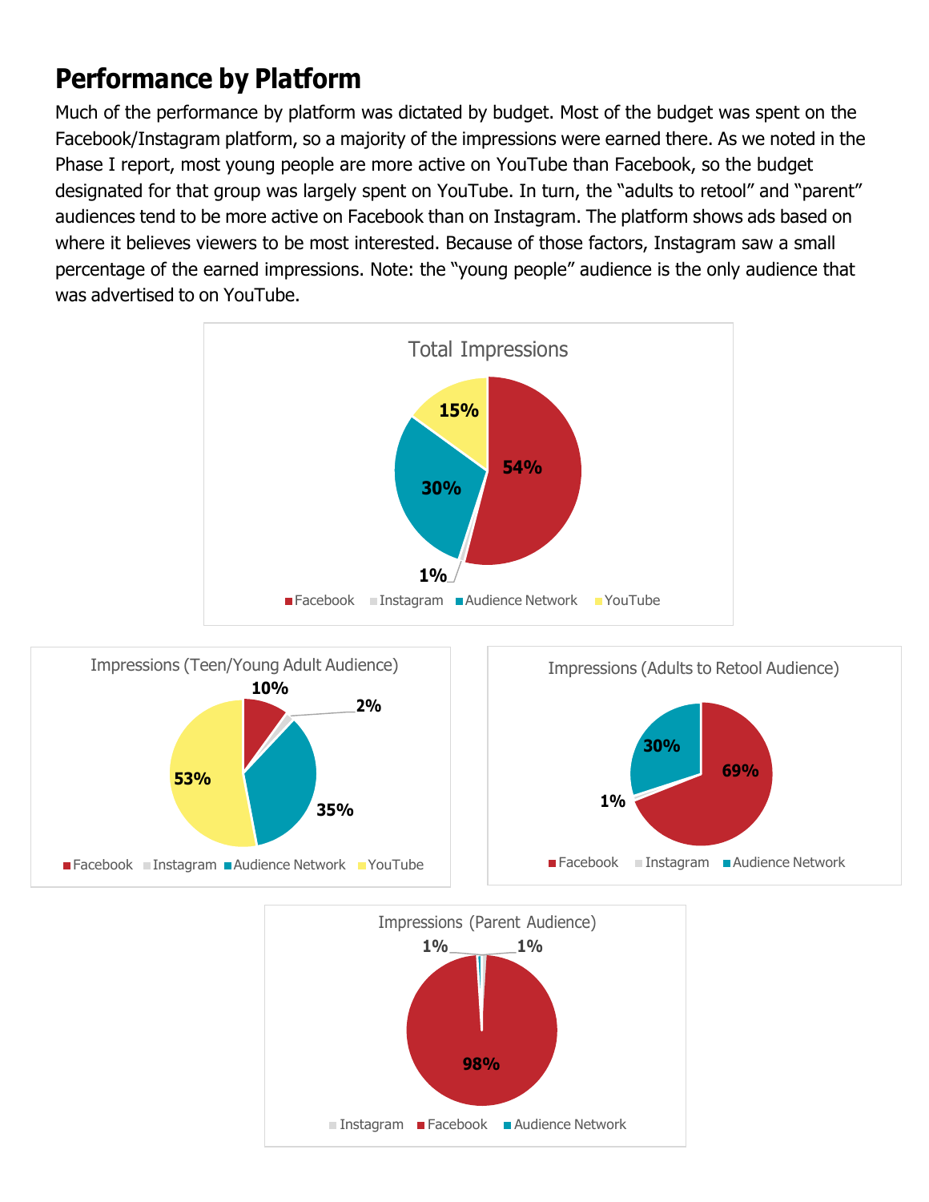## Performance by Platform

Much of the performance by platform was dictated by budget. Most of the budget was spent on the Facebook/Instagram platform, so a majority of the impressions were earned there. As we noted in the Phase I report, most young people are more active on YouTube than Facebook, so the budget designated for that group was largely spent on YouTube. In turn, the "adults to retool" and "parent" audiences tend to be more active on Facebook than on Instagram. The platform shows ads based on where it believes viewers to be most interested. Because of those factors, Instagram saw a small percentage of the earned impressions. Note: the "young people" audience is the only audience that was advertised to on YouTube.

**Total Impressions**

| Platform | Share |
|---|---|
| Facebook | 54% |
| Instagram | 1% |
| Audience Network | 30% |
| YouTube | 15% |

**Impressions (Teen/Young Adult Audience)**

| Platform | Share |
|---|---|
| Facebook | 10% |
| Instagram | 2% |
| Audience Network | 35% |
| YouTube | 53% |

**Impressions (Adults to Retool Audience)**

| Platform | Share |
|---|---|
| Facebook | 69% |
| Instagram | 1% |
| Audience Network | 30% |

**Impressions (Parent Audience)**

| Platform | Share |
|---|---|
| Instagram | 1% |
| Facebook | 98% |
| Audience Network | 1% |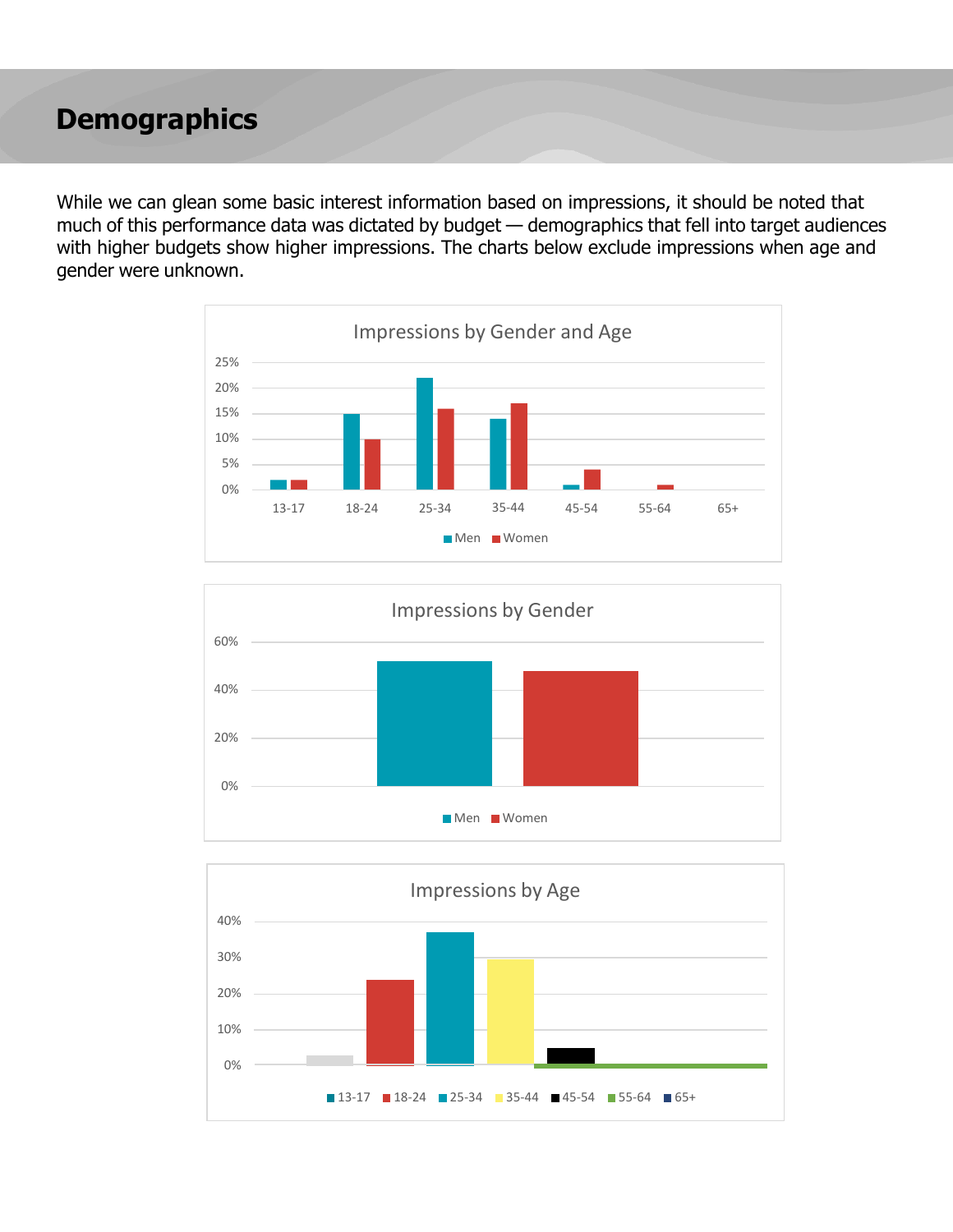# Demographics

While we can glean some basic interest information based on impressions, it should be noted that much of this performance data was dictated by budget — demographics that fell into target audiences with higher budgets show higher impressions. The charts below exclude impressions when age and gender were unknown.

Impressions by Gender and Age

Impressions by Gender

Impressions by Age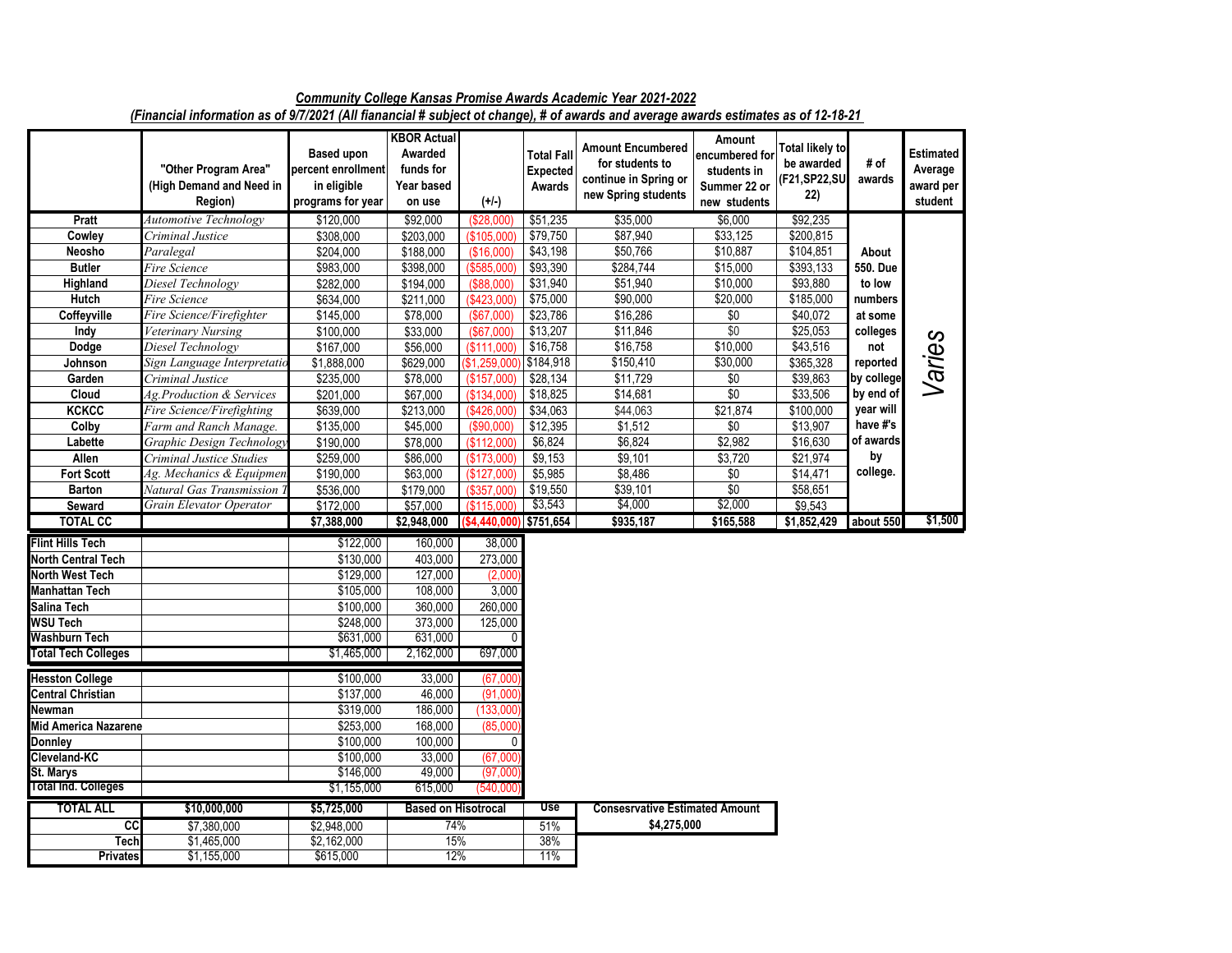***Community College Kansas Promise Awards Academic Year 2021-2022***

***(Financial information as of 9/7/2021 (All fianancial # subject ot change), # of awards and average awards estimates as of 12-18-21***

| | "Other Program Area" (High Demand and Need in Region) | Based upon percent enrollment in eligible programs for year | KBOR Actual Awarded funds for Year based on use | (+/-) | Total Fall Expected Awards | Amount Encumbered for students to continue in Spring or new Spring students | Amount encumbered for students in Summer 22 or new students | Total likely to be awarded (F21,SP22,SU 22) | # of awards | Estimated Average award per student |
|---|---|---|---|---|---|---|---|---|---|---|
| **Pratt** | *Automotive Technology* | $120,000 | $92,000 | ($28,000) | $51,235 | $35,000 | $6,000 | $92,235 | About 550. Due to low numbers at some colleges not reported by college by end of year will have #'s of awards by college. | *Varies* |
| **Cowley** | *Criminal Justice* | $308,000 | $203,000 | ($105,000) | $79,750 | $87,940 | $33,125 | $200,815 | | |
| **Neosho** | *Paralegal* | $204,000 | $188,000 | ($16,000) | $43,198 | $50,766 | $10,887 | $104,851 | | |
| **Butler** | *Fire Science* | $983,000 | $398,000 | ($585,000) | $93,390 | $284,744 | $15,000 | $393,133 | | |
| **Highland** | *Diesel Technology* | $282,000 | $194,000 | ($88,000) | $31,940 | $51,940 | $10,000 | $93,880 | | |
| **Hutch** | *Fire Science* | $634,000 | $211,000 | ($423,000) | $75,000 | $90,000 | $20,000 | $185,000 | | |
| **Coffeyville** | *Fire Science/Firefighter* | $145,000 | $78,000 | ($67,000) | $23,786 | $16,286 | $0 | $40,072 | | |
| **Indy** | *Veterinary Nursing* | $100,000 | $33,000 | ($67,000) | $13,207 | $11,846 | $0 | $25,053 | | |
| **Dodge** | *Diesel Technology* | $167,000 | $56,000 | ($111,000) | $16,758 | $16,758 | $10,000 | $43,516 | | |
| **Johnson** | *Sign Language Interpretatio* | $1,888,000 | $629,000 | ($1,259,000) | $184,918 | $150,410 | $30,000 | $365,328 | | |
| **Garden** | *Criminal Justice* | $235,000 | $78,000 | ($157,000) | $28,134 | $11,729 | $0 | $39,863 | | |
| **Cloud** | *Ag.Production & Services* | $201,000 | $67,000 | ($134,000) | $18,825 | $14,681 | $0 | $33,506 | | |
| **KCKCC** | *Fire Science/Firefighting* | $639,000 | $213,000 | ($426,000) | $34,063 | $44,063 | $21,874 | $100,000 | | |
| **Colby** | *Farm and Ranch Manage.* | $135,000 | $45,000 | ($90,000) | $12,395 | $1,512 | $0 | $13,907 | | |
| **Labette** | *Graphic Design Technology* | $190,000 | $78,000 | ($112,000) | $6,824 | $6,824 | $2,982 | $16,630 | | |
| **Allen** | *Criminal Justice Studies* | $259,000 | $86,000 | ($173,000) | $9,153 | $9,101 | $3,720 | $21,974 | | |
| **Fort Scott** | *Ag. Mechanics & Equipmen* | $190,000 | $63,000 | ($127,000) | $5,985 | $8,486 | $0 | $14,471 | | |
| **Barton** | *Natural Gas Transmission T* | $536,000 | $179,000 | ($357,000) | $19,550 | $39,101 | $0 | $58,651 | | |
| **Seward** | *Grain Elevator Operator* | $172,000 | $57,000 | ($115,000) | $3,543 | $4,000 | $2,000 | $9,543 | | |
| **TOTAL CC** | | **$7,388,000** | **$2,948,000** | **($4,440,000)** | **$751,654** | **$935,187** | **$165,588** | **$1,852,429** | **about 550** | **$1,500** |
| **Flint Hills Tech** | | $122,000 | 160,000 | 38,000 | | | | | | |
| **North Central Tech** | | $130,000 | 403,000 | 273,000 | | | | | | |
| **North West Tech** | | $129,000 | 127,000 | (2,000) | | | | | | |
| **Manhattan Tech** | | $105,000 | 108,000 | 3,000 | | | | | | |
| **Salina Tech** | | $100,000 | 360,000 | 260,000 | | | | | | |
| **WSU Tech** | | $248,000 | 373,000 | 125,000 | | | | | | |
| **Washburn Tech** | | $631,000 | 631,000 | 0 | | | | | | |
| **Total Tech Colleges** | | $1,465,000 | 2,162,000 | 697,000 | | | | | | |
| **Hesston College** | | $100,000 | 33,000 | (67,000) | | | | | | |
| **Central Christian** | | $137,000 | 46,000 | (91,000) | | | | | | |
| **Newman** | | $319,000 | 186,000 | (133,000) | | | | | | |
| **Mid America Nazarene** | | $253,000 | 168,000 | (85,000) | | | | | | |
| **Donnley** | | $100,000 | 100,000 | 0 | | | | | | |
| **Cleveland-KC** | | $100,000 | 33,000 | (67,000) | | | | | | |
| **St. Marys** | | $146,000 | 49,000 | (97,000) | | | | | | |
| **Total Ind. Colleges** | | $1,155,000 | 615,000 | (540,000) | | | | | | |

| **TOTAL ALL** | **$10,000,000** | **$5,725,000** | **Based on Hisotrocal** | **Use** |
|---|---|---|---|---|
| **CC** | $7,380,000 | $2,948,000 | 74% | 51% |
| **Tech** | $1,465,000 | $2,162,000 | 15% | 38% |
| **Privates** | $1,155,000 | $615,000 | 12% | 11% |

**Consesrvative Estimated Amount**

**$4,275,000**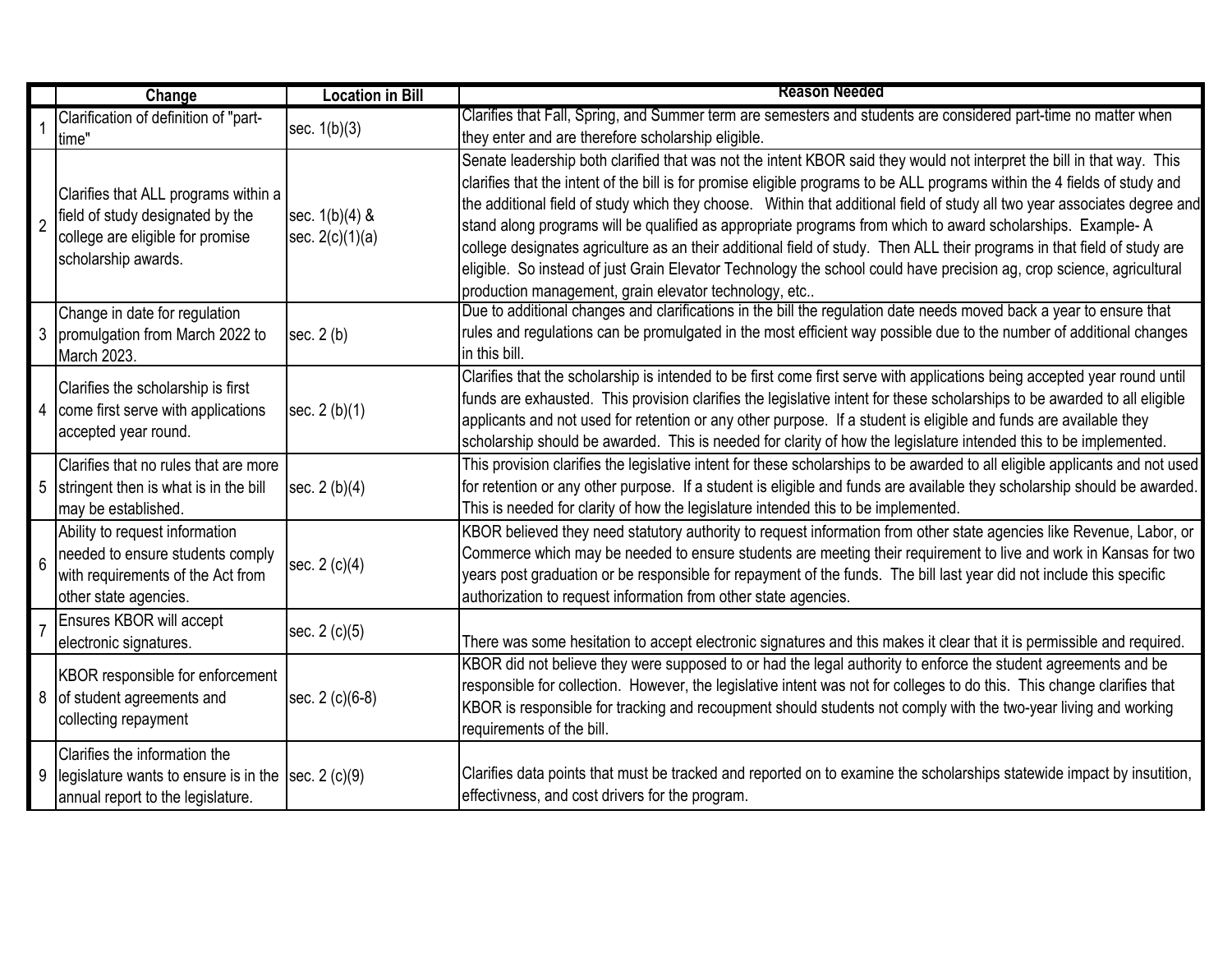| | Change | Location in Bill | Reason Needed |
|---|---|---|---|
| 1 | Clarification of definition of "part-time" | sec. 1(b)(3) | Clarifies that Fall, Spring, and Summer term are semesters and students are considered part-time no matter when they enter and are therefore scholarship eligible. |
| 2 | Clarifies that ALL programs within a field of study designated by the college are eligible for promise scholarship awards. | sec. 1(b)(4) & sec. 2(c)(1)(a) | Senate leadership both clarified that was not the intent KBOR said they would not interpret the bill in that way. This clarifies that the intent of the bill is for promise eligible programs to be ALL programs within the 4 fields of study and the additional field of study which they choose. Within that additional field of study all two year associates degree and stand along programs will be qualified as appropriate programs from which to award scholarships. Example- A college designates agriculture as an their additional field of study. Then ALL their programs in that field of study are eligible. So instead of just Grain Elevator Technology the school could have precision ag, crop science, agricultural production management, grain elevator technology, etc.. |
| 3 | Change in date for regulation promulgation from March 2022 to March 2023. | sec. 2 (b) | Due to additional changes and clarifications in the bill the regulation date needs moved back a year to ensure that rules and regulations can be promulgated in the most efficient way possible due to the number of additional changes in this bill. |
| 4 | Clarifies the scholarship is first come first serve with applications accepted year round. | sec. 2 (b)(1) | Clarifies that the scholarship is intended to be first come first serve with applications being accepted year round until funds are exhausted. This provision clarifies the legislative intent for these scholarships to be awarded to all eligible applicants and not used for retention or any other purpose. If a student is eligible and funds are available they scholarship should be awarded. This is needed for clarity of how the legislature intended this to be implemented. |
| 5 | Clarifies that no rules that are more stringent then is what is in the bill may be established. | sec. 2 (b)(4) | This provision clarifies the legislative intent for these scholarships to be awarded to all eligible applicants and not used for retention or any other purpose. If a student is eligible and funds are available they scholarship should be awarded. This is needed for clarity of how the legislature intended this to be implemented. |
| 6 | Ability to request information needed to ensure students comply with requirements of the Act from other state agencies. | sec. 2 (c)(4) | KBOR believed they need statutory authority to request information from other state agencies like Revenue, Labor, or Commerce which may be needed to ensure students are meeting their requirement to live and work in Kansas for two years post graduation or be responsible for repayment of the funds. The bill last year did not include this specific authorization to request information from other state agencies. |
| 7 | Ensures KBOR will accept electronic signatures. | sec. 2 (c)(5) | There was some hesitation to accept electronic signatures and this makes it clear that it is permissible and required. |
| 8 | KBOR responsible for enforcement of student agreements and collecting repayment | sec. 2 (c)(6-8) | KBOR did not believe they were supposed to or had the legal authority to enforce the student agreements and be responsible for collection. However, the legislative intent was not for colleges to do this. This change clarifies that KBOR is responsible for tracking and recoupment should students not comply with the two-year living and working requirements of the bill. |
| 9 | Clarifies the information the legislature wants to ensure is in the annual report to the legislature. | sec. 2 (c)(9) | Clarifies data points that must be tracked and reported on to examine the scholarships statewide impact by insutition, effectivness, and cost drivers for the program. |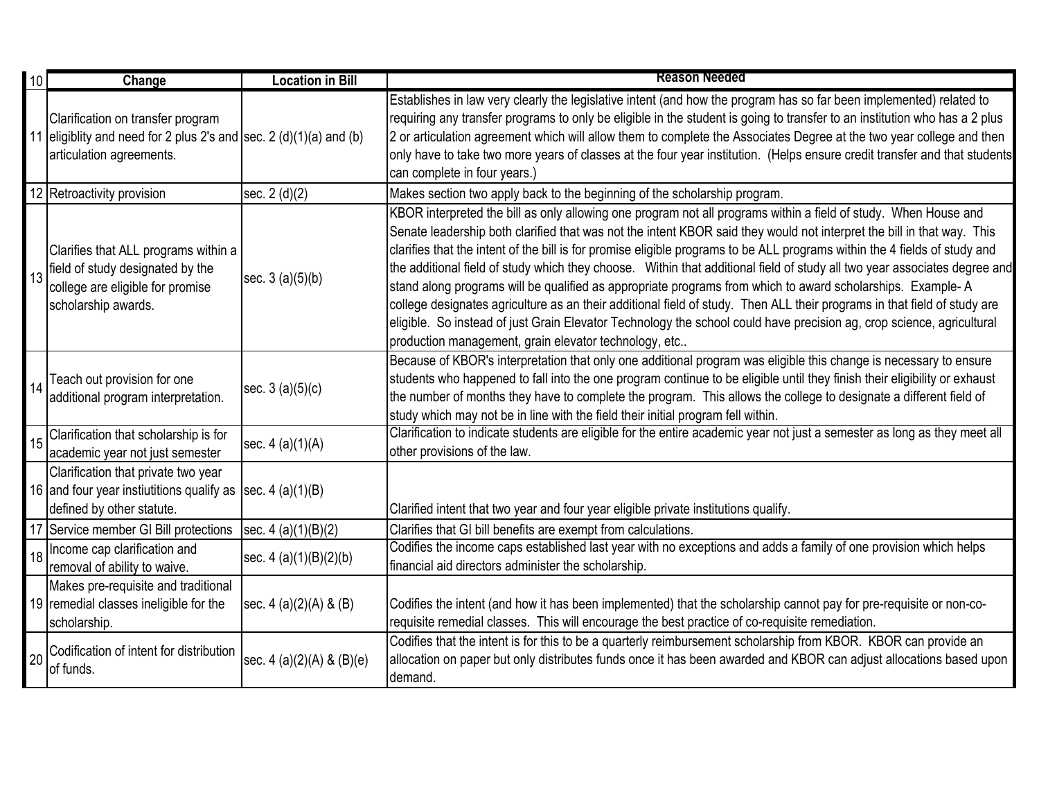| 10 | Change | Location in Bill | Reason Needed |
|---|---|---|---|
| 11 | Clarification on transfer program eligiblity and need for 2 plus 2's and articulation agreements. | sec. 2 (d)(1)(a) and (b) | Establishes in law very clearly the legislative intent (and how the program has so far been implemented) related to requiring any transfer programs to only be eligible in the student is going to transfer to an institution who has a 2 plus 2 or articulation agreement which will allow them to complete the Associates Degree at the two year college and then only have to take two more years of classes at the four year institution. (Helps ensure credit transfer and that students can complete in four years.) |
| 12 | Retroactivity provision | sec. 2 (d)(2) | Makes section two apply back to the beginning of the scholarship program. |
| 13 | Clarifies that ALL programs within a field of study designated by the college are eligible for promise scholarship awards. | sec. 3 (a)(5)(b) | KBOR interpreted the bill as only allowing one program not all programs within a field of study. When House and Senate leadership both clarified that was not the intent KBOR said they would not interpret the bill in that way. This clarifies that the intent of the bill is for promise eligible programs to be ALL programs within the 4 fields of study and the additional field of study which they choose. Within that additional field of study all two year associates degree and stand along programs will be qualified as appropriate programs from which to award scholarships. Example- A college designates agriculture as an their additional field of study. Then ALL their programs in that field of study are eligible. So instead of just Grain Elevator Technology the school could have precision ag, crop science, agricultural production management, grain elevator technology, etc.. |
| 14 | Teach out provision for one additional program interpretation. | sec. 3 (a)(5)(c) | Because of KBOR's interpretation that only one additional program was eligible this change is necessary to ensure students who happened to fall into the one program continue to be eligible until they finish their eligibility or exhaust the number of months they have to complete the program. This allows the college to designate a different field of study which may not be in line with the field their initial program fell within. |
| 15 | Clarification that scholarship is for academic year not just semester | sec. 4 (a)(1)(A) | Clarification to indicate students are eligible for the entire academic year not just a semester as long as they meet all other provisions of the law. |
| 16 | Clarification that private two year and four year instiutitions qualify as defined by other statute. | sec. 4 (a)(1)(B) | Clarified intent that two year and four year eligible private institutions qualify. |
| 17 | Service member GI Bill protections | sec. 4 (a)(1)(B)(2) | Clarifies that GI bill benefits are exempt from calculations. |
| 18 | Income cap clarification and removal of ability to waive. | sec. 4 (a)(1)(B)(2)(b) | Codifies the income caps established last year with no exceptions and adds a family of one provision which helps financial aid directors administer the scholarship. |
| 19 | Makes pre-requisite and traditional remedial classes ineligible for the scholarship. | sec. 4 (a)(2)(A) & (B) | Codifies the intent (and how it has been implemented) that the scholarship cannot pay for pre-requisite or non-co-requisite remedial classes. This will encourage the best practice of co-requisite remediation. |
| 20 | Codification of intent for distribution of funds. | sec. 4 (a)(2)(A) & (B)(e) | Codifies that the intent is for this to be a quarterly reimbursement scholarship from KBOR. KBOR can provide an allocation on paper but only distributes funds once it has been awarded and KBOR can adjust allocations based upon demand. |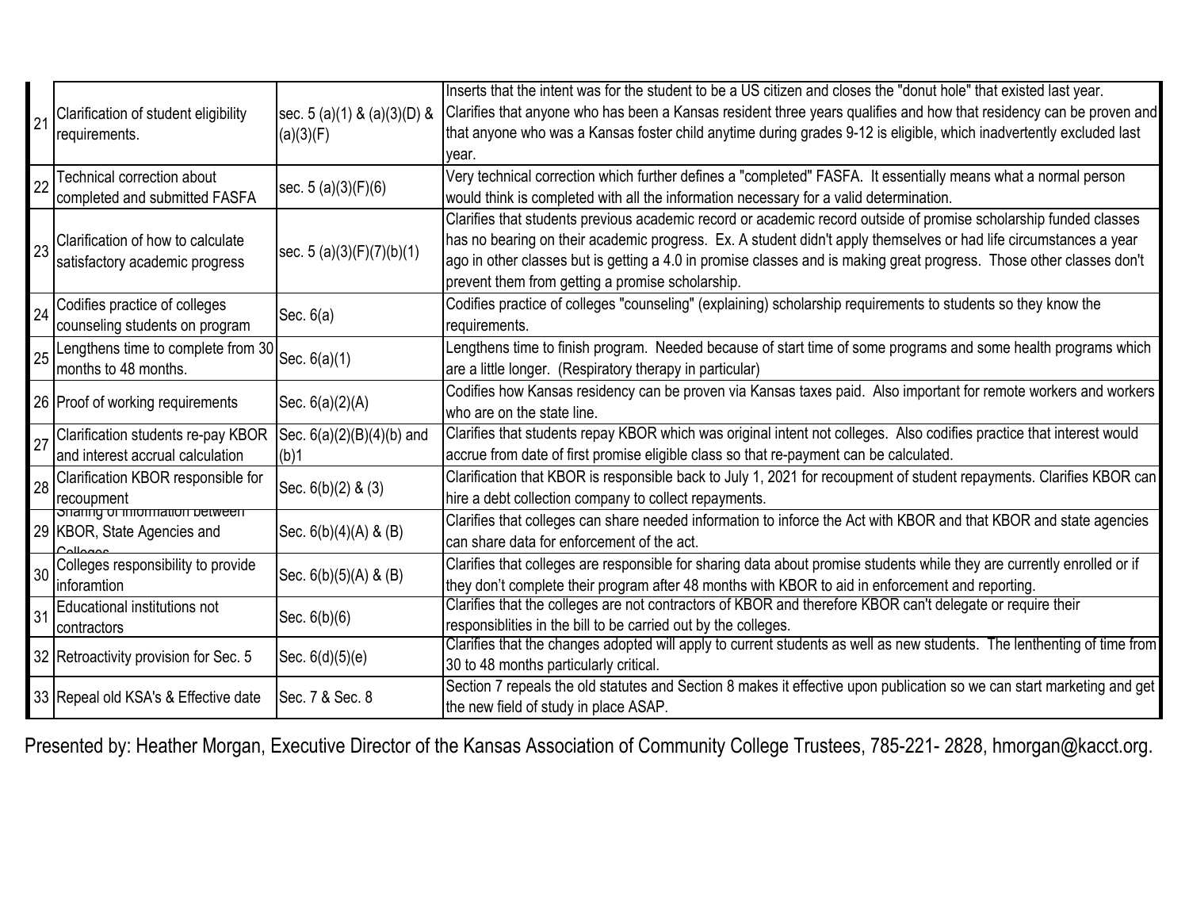| | | | |
|---|---|---|---|
| 21 | Clarification of student eligibility requirements. | sec. 5 (a)(1) & (a)(3)(D) & (a)(3)(F) | Inserts that the intent was for the student to be a US citizen and closes the "donut hole" that existed last year. Clarifies that anyone who has been a Kansas resident three years qualifies and how that residency can be proven and that anyone who was a Kansas foster child anytime during grades 9-12 is eligible, which inadvertently excluded last year. |
| 22 | Technical correction about completed and submitted FASFA | sec. 5 (a)(3)(F)(6) | Very technical correction which further defines a "completed" FASFA. It essentially means what a normal person would think is completed with all the information necessary for a valid determination. |
| 23 | Clarification of how to calculate satisfactory academic progress | sec. 5 (a)(3)(F)(7)(b)(1) | Clarifies that students previous academic record or academic record outside of promise scholarship funded classes has no bearing on their academic progress. Ex. A student didn't apply themselves or had life circumstances a year ago in other classes but is getting a 4.0 in promise classes and is making great progress. Those other classes don't prevent them from getting a promise scholarship. |
| 24 | Codifies practice of colleges counseling students on program | Sec. 6(a) | Codifies practice of colleges "counseling" (explaining) scholarship requirements to students so they know the requirements. |
| 25 | Lengthens time to complete from 30 months to 48 months. | Sec. 6(a)(1) | Lengthens time to finish program. Needed because of start time of some programs and some health programs which are a little longer. (Respiratory therapy in particular) |
| 26 | Proof of working requirements | Sec. 6(a)(2)(A) | Codifies how Kansas residency can be proven via Kansas taxes paid. Also important for remote workers and workers who are on the state line. |
| 27 | Clarification students re-pay KBOR and interest accrual calculation | Sec. 6(a)(2)(B)(4)(b) and (b)1 | Clarifies that students repay KBOR which was original intent not colleges. Also codifies practice that interest would accrue from date of first promise eligible class so that re-payment can be calculated. |
| 28 | Clarification KBOR responsible for recoupment | Sec. 6(b)(2) & (3) | Clarification that KBOR is responsible back to July 1, 2021 for recoupment of student repayments. Clarifies KBOR can hire a debt collection company to collect repayments. |
| 29 | Sharing of information between KBOR, State Agencies and Colleges | Sec. 6(b)(4)(A) & (B) | Clarifies that colleges can share needed information to inforce the Act with KBOR and that KBOR and state agencies can share data for enforcement of the act. |
| 30 | Colleges responsibility to provide inforamtion | Sec. 6(b)(5)(A) & (B) | Clarifies that colleges are responsible for sharing data about promise students while they are currently enrolled or if they don't complete their program after 48 months with KBOR to aid in enforcement and reporting. |
| 31 | Educational institutions not contractors | Sec. 6(b)(6) | Clarifies that the colleges are not contractors of KBOR and therefore KBOR can't delegate or require their responsiblities in the bill to be carried out by the colleges. |
| 32 | Retroactivity provision for Sec. 5 | Sec. 6(d)(5)(e) | Clarifies that the changes adopted will apply to current students as well as new students. The lenthening of time from 30 to 48 months particularly critical. |
| 33 | Repeal old KSA's & Effective date | Sec. 7 & Sec. 8 | Section 7 repeals the old statutes and Section 8 makes it effective upon publication so we can start marketing and get the new field of study in place ASAP. |

Presented by: Heather Morgan, Executive Director of the Kansas Association of Community College Trustees, 785-221- 2828, hmorgan@kacct.org.